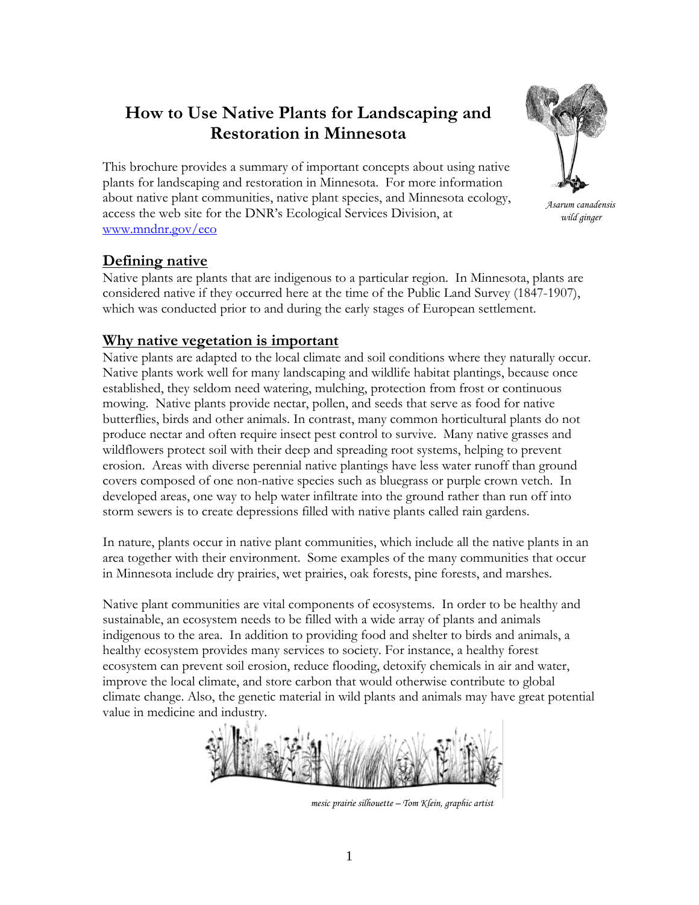# How to Use Native Plants for Landscaping and Restoration in Minnesota

This brochure provides a summary of important concepts about using native plants for landscaping and restoration in Minnesota. For more information about native plant communities, native plant species, and Minnesota ecology, access the web site for the DNR's Ecological Services Division, at www.mndnr.gov/eco

*Asarum canadensis*
*wild ginger*

## Defining native

Native plants are plants that are indigenous to a particular region. In Minnesota, plants are considered native if they occurred here at the time of the Public Land Survey (1847-1907), which was conducted prior to and during the early stages of European settlement.

## Why native vegetation is important

Native plants are adapted to the local climate and soil conditions where they naturally occur. Native plants work well for many landscaping and wildlife habitat plantings, because once established, they seldom need watering, mulching, protection from frost or continuous mowing. Native plants provide nectar, pollen, and seeds that serve as food for native butterflies, birds and other animals. In contrast, many common horticultural plants do not produce nectar and often require insect pest control to survive. Many native grasses and wildflowers protect soil with their deep and spreading root systems, helping to prevent erosion. Areas with diverse perennial native plantings have less water runoff than ground covers composed of one non-native species such as bluegrass or purple crown vetch. In developed areas, one way to help water infiltrate into the ground rather than run off into storm sewers is to create depressions filled with native plants called rain gardens.

In nature, plants occur in native plant communities, which include all the native plants in an area together with their environment. Some examples of the many communities that occur in Minnesota include dry prairies, wet prairies, oak forests, pine forests, and marshes.

Native plant communities are vital components of ecosystems. In order to be healthy and sustainable, an ecosystem needs to be filled with a wide array of plants and animals indigenous to the area. In addition to providing food and shelter to birds and animals, a healthy ecosystem provides many services to society. For instance, a healthy forest ecosystem can prevent soil erosion, reduce flooding, detoxify chemicals in air and water, improve the local climate, and store carbon that would otherwise contribute to global climate change. Also, the genetic material in wild plants and animals may have great potential value in medicine and industry.

*mesic prairie silhouette – Tom Klein, graphic artist*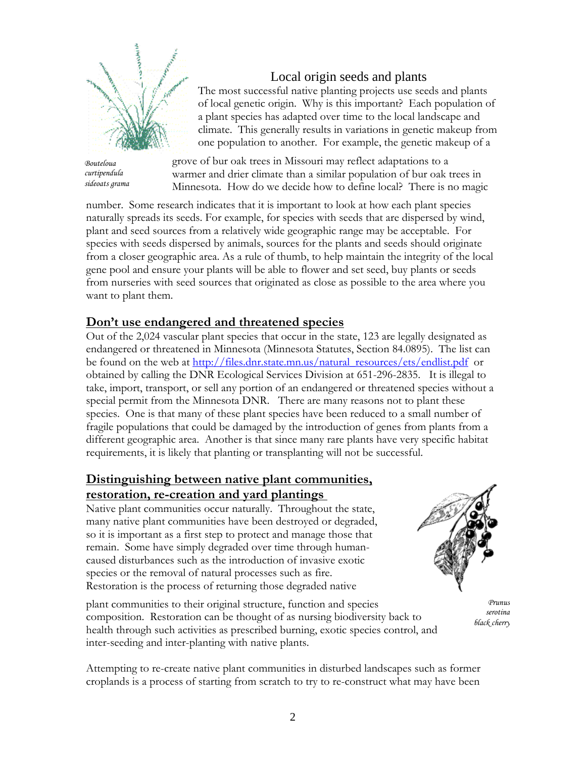## Local origin seeds and plants

The most successful native planting projects use seeds and plants of local genetic origin. Why is this important? Each population of a plant species has adapted over time to the local landscape and climate. This generally results in variations in genetic makeup from one population to another. For example, the genetic makeup of a grove of bur oak trees in Missouri may reflect adaptations to a warmer and drier climate than a similar population of bur oak trees in Minnesota. How do we decide how to define local? There is no magic number. Some research indicates that it is important to look at how each plant species naturally spreads its seeds. For example, for species with seeds that are dispersed by wind, plant and seed sources from a relatively wide geographic range may be acceptable. For species with seeds dispersed by animals, sources for the plants and seeds should originate from a closer geographic area. As a rule of thumb, to help maintain the integrity of the local gene pool and ensure your plants will be able to flower and set seed, buy plants or seeds from nurseries with seed sources that originated as close as possible to the area where you want to plant them.

*Bouteloua curtipendula* sideoats grama

## Don't use endangered and threatened species

Out of the 2,024 vascular plant species that occur in the state, 123 are legally designated as endangered or threatened in Minnesota (Minnesota Statutes, Section 84.0895). The list can be found on the web at http://files.dnr.state.mn.us/natural_resources/ets/endlist.pdf or obtained by calling the DNR Ecological Services Division at 651-296-2835. It is illegal to take, import, transport, or sell any portion of an endangered or threatened species without a special permit from the Minnesota DNR. There are many reasons not to plant these species. One is that many of these plant species have been reduced to a small number of fragile populations that could be damaged by the introduction of genes from plants from a different geographic area. Another is that since many rare plants have very specific habitat requirements, it is likely that planting or transplanting will not be successful.

## Distinguishing between native plant communities, restoration, re-creation and yard plantings

Native plant communities occur naturally. Throughout the state, many native plant communities have been destroyed or degraded, so it is important as a first step to protect and manage those that remain. Some have simply degraded over time through human-caused disturbances such as the introduction of invasive exotic species or the removal of natural processes such as fire. Restoration is the process of returning those degraded native plant communities to their original structure, function and species composition. Restoration can be thought of as nursing biodiversity back to health through such activities as prescribed burning, exotic species control, and inter-seeding and inter-planting with native plants.

*Prunus serotina* black cherry

Attempting to re-create native plant communities in disturbed landscapes such as former croplands is a process of starting from scratch to try to re-construct what may have been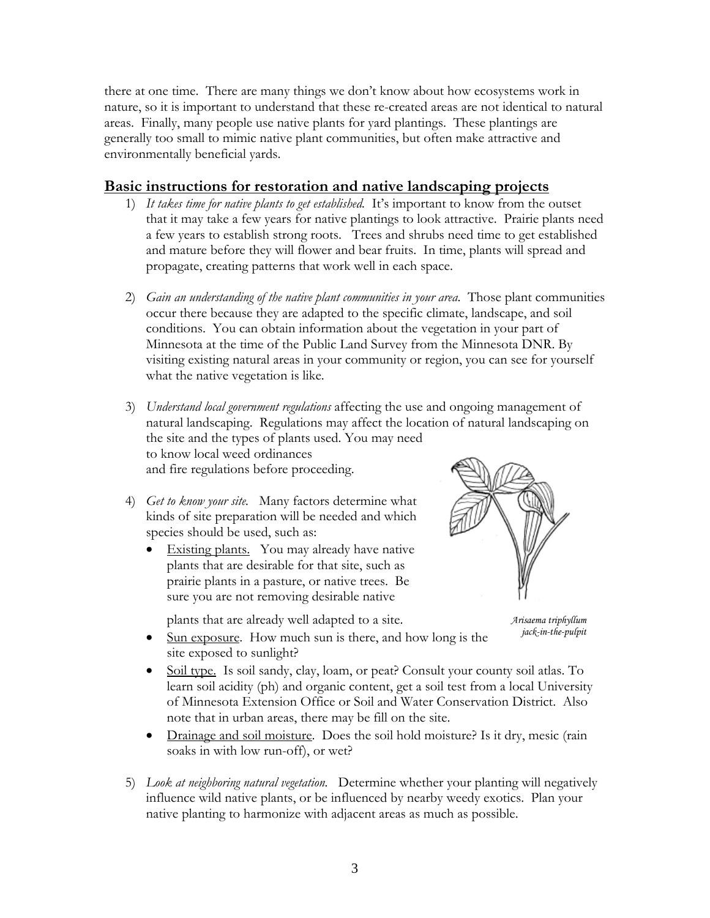there at one time. There are many things we don't know about how ecosystems work in nature, so it is important to understand that these re-created areas are not identical to natural areas. Finally, many people use native plants for yard plantings. These plantings are generally too small to mimic native plant communities, but often make attractive and environmentally beneficial yards.

## Basic instructions for restoration and native landscaping projects

1) *It takes time for native plants to get established.* It's important to know from the outset that it may take a few years for native plantings to look attractive. Prairie plants need a few years to establish strong roots. Trees and shrubs need time to get established and mature before they will flower and bear fruits. In time, plants will spread and propagate, creating patterns that work well in each space.

2) *Gain an understanding of the native plant communities in your area.* Those plant communities occur there because they are adapted to the specific climate, landscape, and soil conditions. You can obtain information about the vegetation in your part of Minnesota at the time of the Public Land Survey from the Minnesota DNR. By visiting existing natural areas in your community or region, you can see for yourself what the native vegetation is like.

3) *Understand local government regulations* affecting the use and ongoing management of natural landscaping. Regulations may affect the location of natural landscaping on the site and the types of plants used. You may need to know local weed ordinances and fire regulations before proceeding.

4) *Get to know your site.* Many factors determine what kinds of site preparation will be needed and which species should be used, such as:
   - Existing plants. You may already have native plants that are desirable for that site, such as prairie plants in a pasture, or native trees. Be sure you are not removing desirable native plants that are already well adapted to a site.
   - Sun exposure. How much sun is there, and how long is the site exposed to sunlight?
   - Soil type. Is soil sandy, clay, loam, or peat? Consult your county soil atlas. To learn soil acidity (ph) and organic content, get a soil test from a local University of Minnesota Extension Office or Soil and Water Conservation District. Also note that in urban areas, there may be fill on the site.
   - Drainage and soil moisture. Does the soil hold moisture? Is it dry, mesic (rain soaks in with low run-off), or wet?

*Arisaema triphyllum*
*jack-in-the-pulpit*

5) *Look at neighboring natural vegetation.* Determine whether your planting will negatively influence wild native plants, or be influenced by nearby weedy exotics. Plan your native planting to harmonize with adjacent areas as much as possible.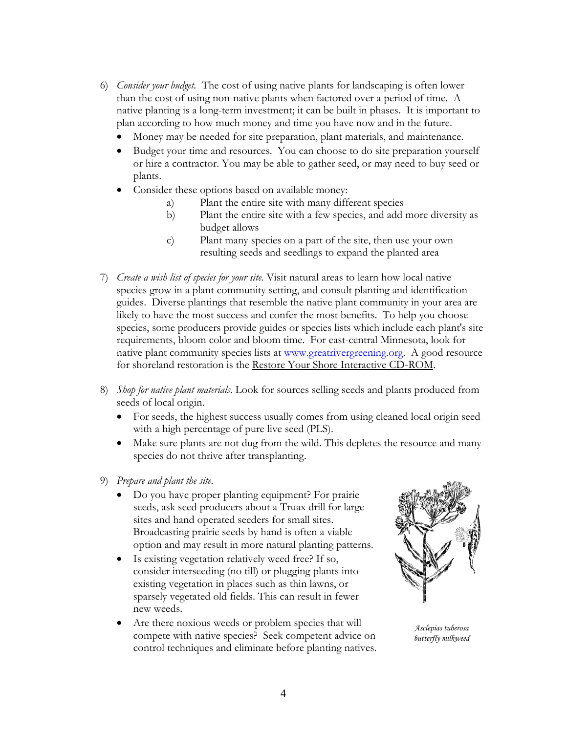6) *Consider your budget.* The cost of using native plants for landscaping is often lower than the cost of using non-native plants when factored over a period of time. A native planting is a long-term investment; it can be built in phases. It is important to plan according to how much money and time you have now and in the future.
   - Money may be needed for site preparation, plant materials, and maintenance.
   - Budget your time and resources. You can choose to do site preparation yourself or hire a contractor. You may be able to gather seed, or may need to buy seed or plants.
   - Consider these options based on available money:
     a) Plant the entire site with many different species
     b) Plant the entire site with a few species, and add more diversity as budget allows
     c) Plant many species on a part of the site, then use your own resulting seeds and seedlings to expand the planted area

7) *Create a wish list of species for your site.* Visit natural areas to learn how local native species grow in a plant community setting, and consult planting and identification guides. Diverse plantings that resemble the native plant community in your area are likely to have the most success and confer the most benefits. To help you choose species, some producers provide guides or species lists which include each plant's site requirements, bloom color and bloom time. For east-central Minnesota, look for native plant community species lists at [www.greatrivergreening.org](http://www.greatrivergreening.org). A good resource for shoreland restoration is the Restore Your Shore Interactive CD-ROM.

8) *Shop for native plant materials.* Look for sources selling seeds and plants produced from seeds of local origin.
   - For seeds, the highest success usually comes from using cleaned local origin seed with a high percentage of pure live seed (PLS).
   - Make sure plants are not dug from the wild. This depletes the resource and many species do not thrive after transplanting.

9) *Prepare and plant the site.*
   - Do you have proper planting equipment? For prairie seeds, ask seed producers about a Truax drill for large sites and hand operated seeders for small sites. Broadcasting prairie seeds by hand is often a viable option and may result in more natural planting patterns.
   - Is existing vegetation relatively weed free? If so, consider interseeding (no till) or plugging plants into existing vegetation in places such as thin lawns, or sparsely vegetated old fields. This can result in fewer new weeds.
   - Are there noxious weeds or problem species that will compete with native species? Seek competent advice on control techniques and eliminate before planting natives.

*Asclepias tuberosa*
*butterfly milkweed*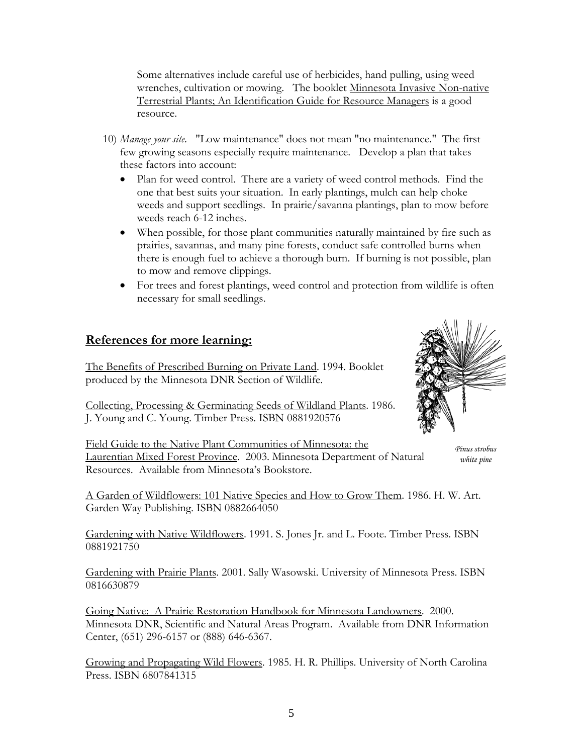Some alternatives include careful use of herbicides, hand pulling, using weed wrenches, cultivation or mowing. The booklet Minnesota Invasive Non-native Terrestrial Plants; An Identification Guide for Resource Managers is a good resource.

10) *Manage your site.* "Low maintenance" does not mean "no maintenance." The first few growing seasons especially require maintenance. Develop a plan that takes these factors into account:
   - Plan for weed control. There are a variety of weed control methods. Find the one that best suits your situation. In early plantings, mulch can help choke weeds and support seedlings. In prairie/savanna plantings, plan to mow before weeds reach 6-12 inches.
   - When possible, for those plant communities naturally maintained by fire such as prairies, savannas, and many pine forests, conduct safe controlled burns when there is enough fuel to achieve a thorough burn. If burning is not possible, plan to mow and remove clippings.
   - For trees and forest plantings, weed control and protection from wildlife is often necessary for small seedlings.

## References for more learning:

The Benefits of Prescribed Burning on Private Land. 1994. Booklet produced by the Minnesota DNR Section of Wildlife.

Collecting, Processing & Germinating Seeds of Wildland Plants. 1986. J. Young and C. Young. Timber Press. ISBN 0881920576

*Pinus strobus*
*white pine*

Field Guide to the Native Plant Communities of Minnesota: the Laurentian Mixed Forest Province. 2003. Minnesota Department of Natural Resources. Available from Minnesota's Bookstore.

A Garden of Wildflowers: 101 Native Species and How to Grow Them. 1986. H. W. Art. Garden Way Publishing. ISBN 0882664050

Gardening with Native Wildflowers. 1991. S. Jones Jr. and L. Foote. Timber Press. ISBN 0881921750

Gardening with Prairie Plants. 2001. Sally Wasowski. University of Minnesota Press. ISBN 0816630879

Going Native: A Prairie Restoration Handbook for Minnesota Landowners. 2000. Minnesota DNR, Scientific and Natural Areas Program. Available from DNR Information Center, (651) 296-6157 or (888) 646-6367.

Growing and Propagating Wild Flowers. 1985. H. R. Phillips. University of North Carolina Press. ISBN 6807841315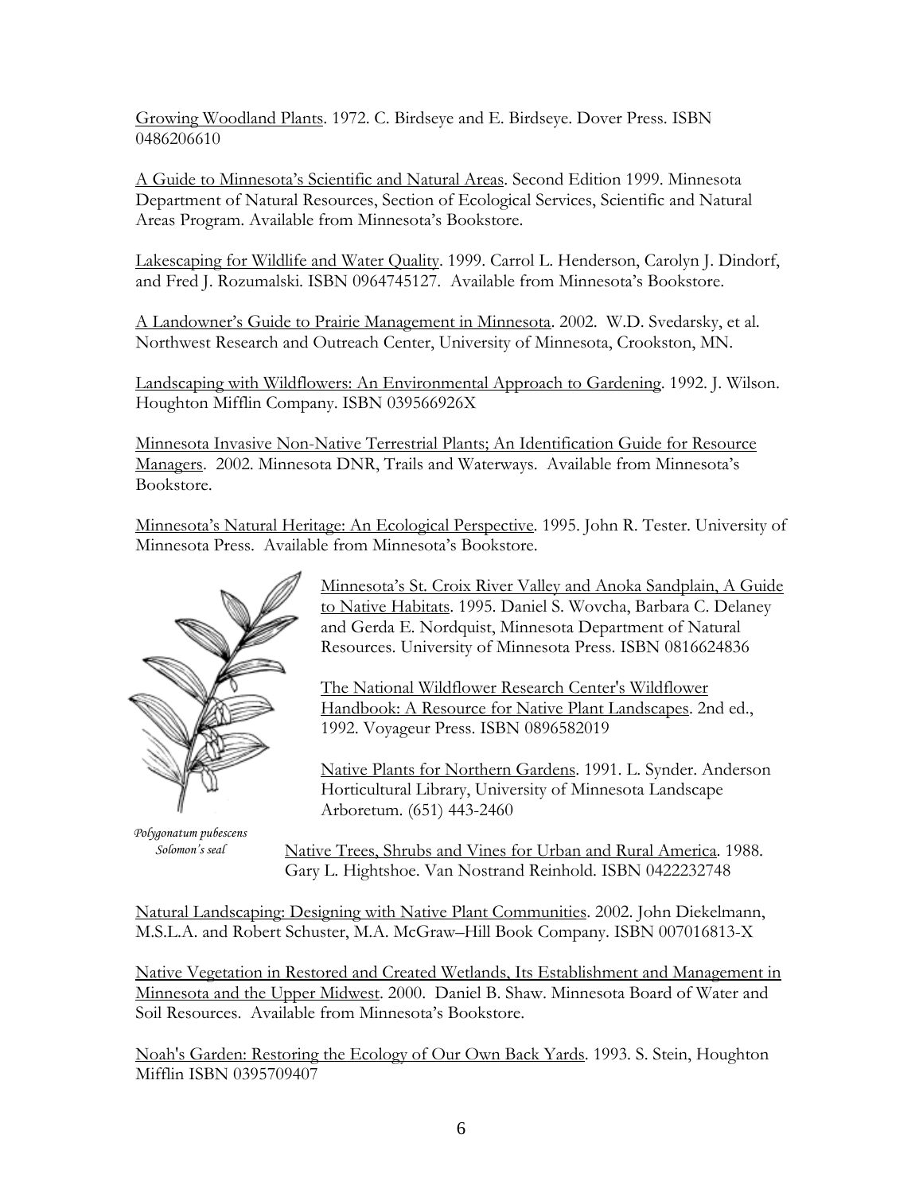Growing Woodland Plants. 1972. C. Birdseye and E. Birdseye. Dover Press. ISBN 0486206610

A Guide to Minnesota's Scientific and Natural Areas. Second Edition 1999. Minnesota Department of Natural Resources, Section of Ecological Services, Scientific and Natural Areas Program. Available from Minnesota's Bookstore.

Lakescaping for Wildlife and Water Quality. 1999. Carrol L. Henderson, Carolyn J. Dindorf, and Fred J. Rozumalski. ISBN 0964745127. Available from Minnesota's Bookstore.

A Landowner's Guide to Prairie Management in Minnesota. 2002. W.D. Svedarsky, et al. Northwest Research and Outreach Center, University of Minnesota, Crookston, MN.

Landscaping with Wildflowers: An Environmental Approach to Gardening. 1992. J. Wilson. Houghton Mifflin Company. ISBN 039566926X

Minnesota Invasive Non-Native Terrestrial Plants; An Identification Guide for Resource Managers. 2002. Minnesota DNR, Trails and Waterways. Available from Minnesota's Bookstore.

Minnesota's Natural Heritage: An Ecological Perspective. 1995. John R. Tester. University of Minnesota Press. Available from Minnesota's Bookstore.

Minnesota's St. Croix River Valley and Anoka Sandplain, A Guide to Native Habitats. 1995. Daniel S. Wovcha, Barbara C. Delaney and Gerda E. Nordquist, Minnesota Department of Natural Resources. University of Minnesota Press. ISBN 0816624836

The National Wildflower Research Center's Wildflower Handbook: A Resource for Native Plant Landscapes. 2nd ed., 1992. Voyageur Press. ISBN 0896582019

Native Plants for Northern Gardens. 1991. L. Synder. Anderson Horticultural Library, University of Minnesota Landscape Arboretum. (651) 443-2460

*Polygonatum pubescens*
*Solomon's seal*

Native Trees, Shrubs and Vines for Urban and Rural America. 1988. Gary L. Hightshoe. Van Nostrand Reinhold. ISBN 0422232748

Natural Landscaping: Designing with Native Plant Communities. 2002. John Diekelmann, M.S.L.A. and Robert Schuster, M.A. McGraw–Hill Book Company. ISBN 007016813-X

Native Vegetation in Restored and Created Wetlands, Its Establishment and Management in Minnesota and the Upper Midwest. 2000. Daniel B. Shaw. Minnesota Board of Water and Soil Resources. Available from Minnesota's Bookstore.

Noah's Garden: Restoring the Ecology of Our Own Back Yards. 1993. S. Stein, Houghton Mifflin ISBN 0395709407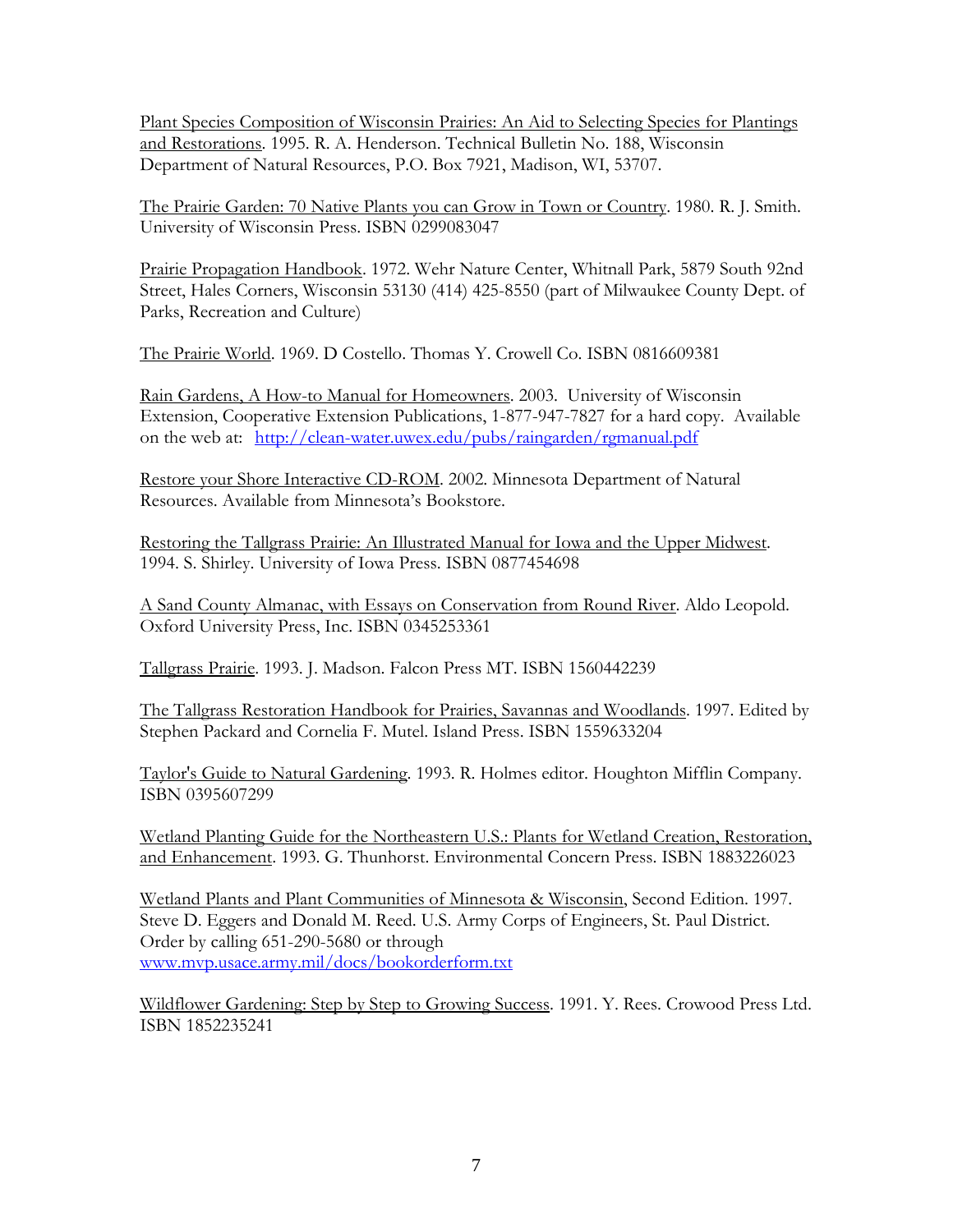Plant Species Composition of Wisconsin Prairies: An Aid to Selecting Species for Plantings and Restorations. 1995. R. A. Henderson. Technical Bulletin No. 188, Wisconsin Department of Natural Resources, P.O. Box 7921, Madison, WI, 53707.

The Prairie Garden: 70 Native Plants you can Grow in Town or Country. 1980. R. J. Smith. University of Wisconsin Press. ISBN 0299083047

Prairie Propagation Handbook. 1972. Wehr Nature Center, Whitnall Park, 5879 South 92nd Street, Hales Corners, Wisconsin 53130 (414) 425-8550 (part of Milwaukee County Dept. of Parks, Recreation and Culture)

The Prairie World. 1969. D Costello. Thomas Y. Crowell Co. ISBN 0816609381

Rain Gardens, A How-to Manual for Homeowners. 2003. University of Wisconsin Extension, Cooperative Extension Publications, 1-877-947-7827 for a hard copy. Available on the web at: http://clean-water.uwex.edu/pubs/raingarden/rgmanual.pdf

Restore your Shore Interactive CD-ROM. 2002. Minnesota Department of Natural Resources. Available from Minnesota's Bookstore.

Restoring the Tallgrass Prairie: An Illustrated Manual for Iowa and the Upper Midwest. 1994. S. Shirley. University of Iowa Press. ISBN 0877454698

A Sand County Almanac, with Essays on Conservation from Round River. Aldo Leopold. Oxford University Press, Inc. ISBN 0345253361

Tallgrass Prairie. 1993. J. Madson. Falcon Press MT. ISBN 1560442239

The Tallgrass Restoration Handbook for Prairies, Savannas and Woodlands. 1997. Edited by Stephen Packard and Cornelia F. Mutel. Island Press. ISBN 1559633204

Taylor's Guide to Natural Gardening. 1993. R. Holmes editor. Houghton Mifflin Company. ISBN 0395607299

Wetland Planting Guide for the Northeastern U.S.: Plants for Wetland Creation, Restoration, and Enhancement. 1993. G. Thunhorst. Environmental Concern Press. ISBN 1883226023

Wetland Plants and Plant Communities of Minnesota & Wisconsin, Second Edition. 1997. Steve D. Eggers and Donald M. Reed. U.S. Army Corps of Engineers, St. Paul District. Order by calling 651-290-5680 or through www.mvp.usace.army.mil/docs/bookorderform.txt

Wildflower Gardening: Step by Step to Growing Success. 1991. Y. Rees. Crowood Press Ltd. ISBN 1852235241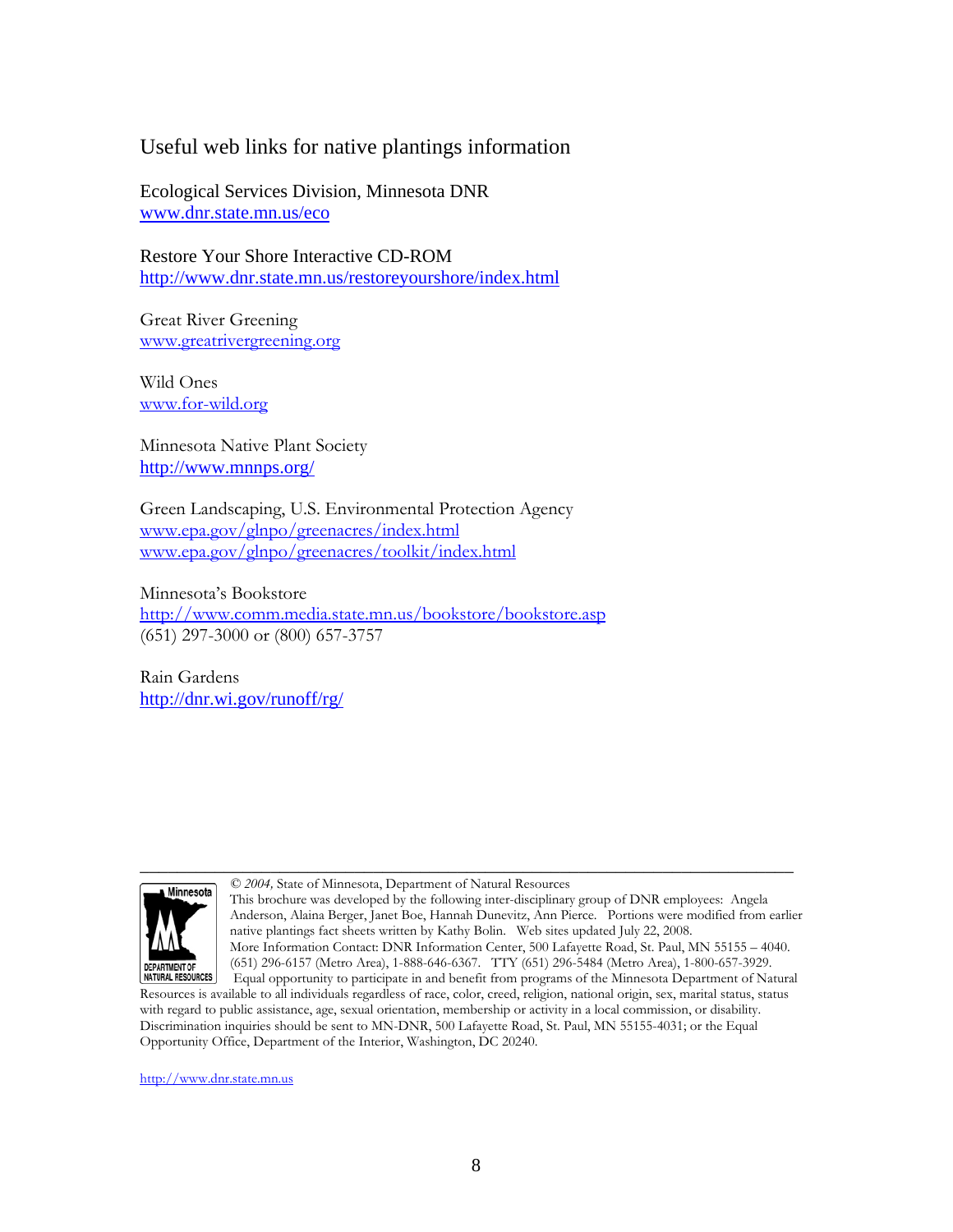## Useful web links for native plantings information

Ecological Services Division, Minnesota DNR
www.dnr.state.mn.us/eco

Restore Your Shore Interactive CD-ROM
http://www.dnr.state.mn.us/restoreyourshore/index.html

Great River Greening
www.greatrivergreening.org

Wild Ones
www.for-wild.org

Minnesota Native Plant Society
http://www.mnnps.org/

Green Landscaping, U.S. Environmental Protection Agency
www.epa.gov/glnpo/greenacres/index.html
www.epa.gov/glnpo/greenacres/toolkit/index.html

Minnesota's Bookstore
http://www.comm.media.state.mn.us/bookstore/bookstore.asp
(651) 297-3000 or (800) 657-3757

Rain Gardens
http://dnr.wi.gov/runoff/rg/

---

© *2004,* State of Minnesota, Department of Natural Resources
This brochure was developed by the following inter-disciplinary group of DNR employees: Angela Anderson, Alaina Berger, Janet Boe, Hannah Dunevitz, Ann Pierce. Portions were modified from earlier native plantings fact sheets written by Kathy Bolin. Web sites updated July 22, 2008.
More Information Contact: DNR Information Center, 500 Lafayette Road, St. Paul, MN 55155 – 4040. (651) 296-6157 (Metro Area), 1-888-646-6367. TTY (651) 296-5484 (Metro Area), 1-800-657-3929.
Equal opportunity to participate in and benefit from programs of the Minnesota Department of Natural Resources is available to all individuals regardless of race, color, creed, religion, national origin, sex, marital status, status with regard to public assistance, age, sexual orientation, membership or activity in a local commission, or disability. Discrimination inquiries should be sent to MN-DNR, 500 Lafayette Road, St. Paul, MN 55155-4031; or the Equal Opportunity Office, Department of the Interior, Washington, DC 20240.

http://www.dnr.state.mn.us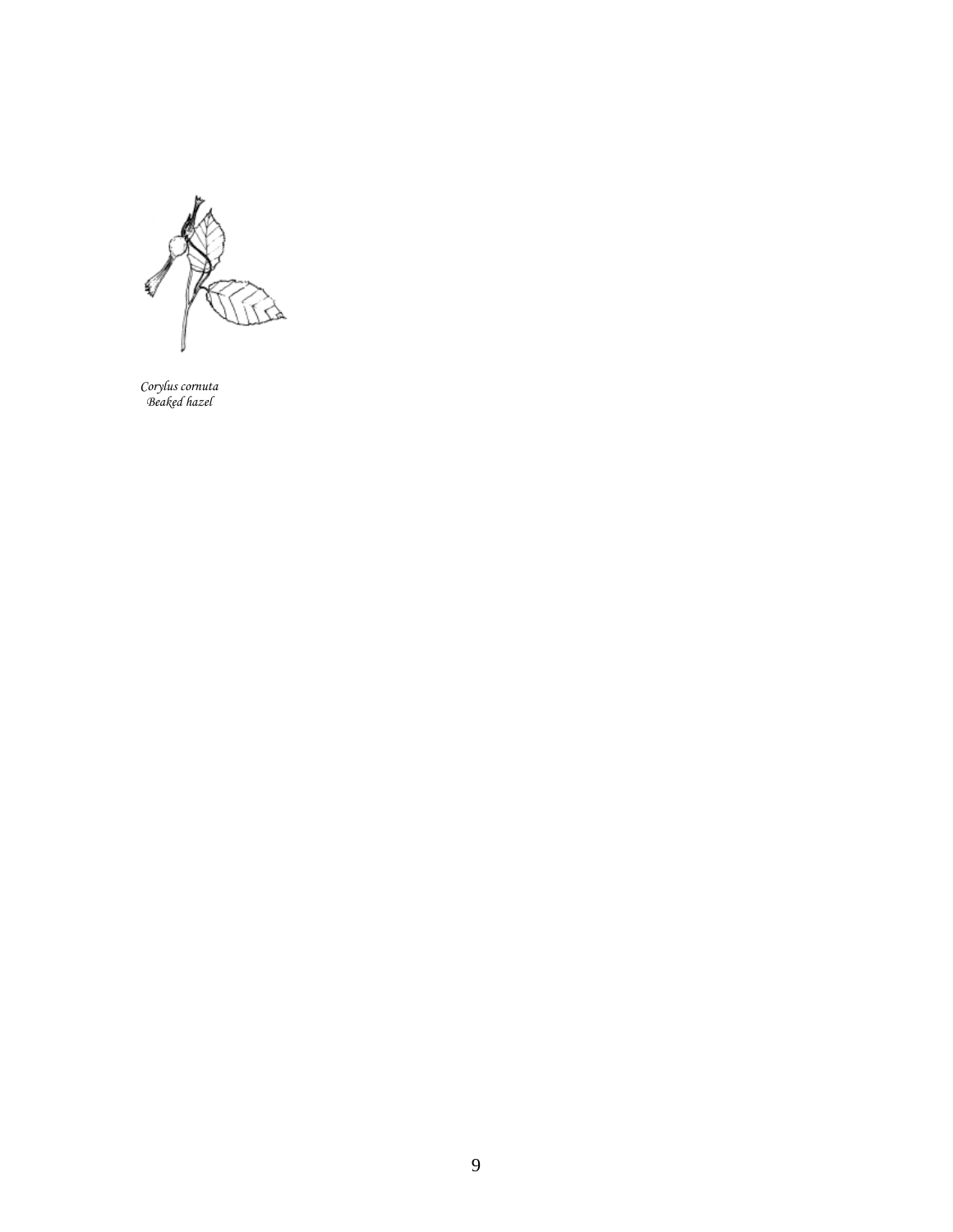*Corylus cornuta*
*Beaked hazel*